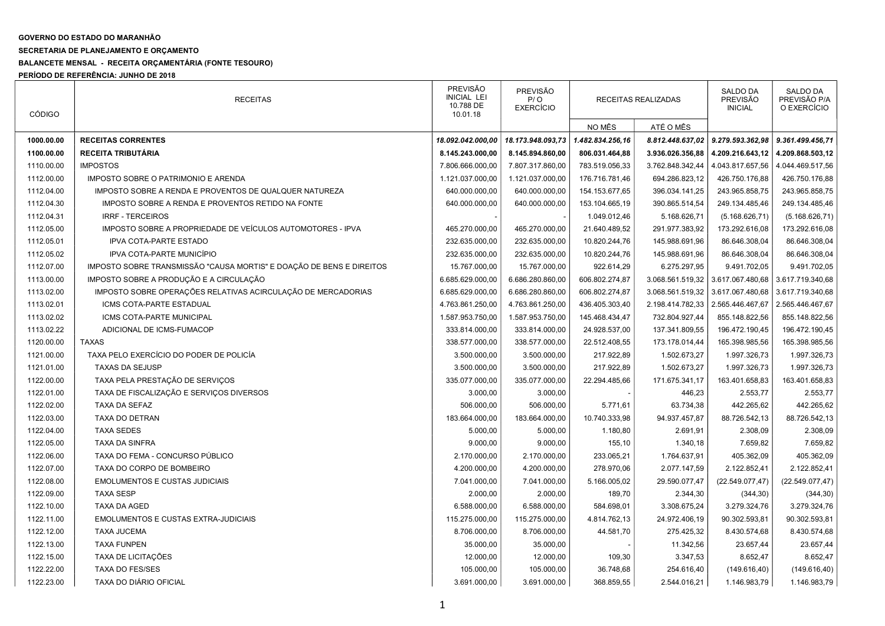**GOVERNO DO ESTADO DO MARANHÃO**

**SECRETARIA DE PLANEJAMENTO E ORÇAMENTO**

**BALANCETE MENSAL - RECEITA ORÇAMENTÁRIA (FONTE TESOURO)**

**PERÍODO DE REFERÊNCIA: JUNHO DE 2018**

| CÓDIGO | RECEITAS | PREVISÃO INICIAL LEI 10.788 DE 10.01.18 | PREVISÃO P/ O EXERCÍCIO | RECEITAS REALIZADAS | | SALDO DA PREVISÃO INICIAL | SALDO DA PREVISÃO P/A O EXERCÍCIO |
|---|---|---|---|---|---|---|---|
| | | | | NO MÊS | ATÉ O MÊS | | |
| **1000.00.00** | **RECEITAS CORRENTES** | ***18.092.042.000,00*** | ***18.173.948.093,73*** | ***1.482.834.256,16*** | ***8.812.448.637,02*** | ***9.279.593.362,98*** | ***9.361.499.456,71*** |
| **1100.00.00** | **RECEITA TRIBUTÁRIA** | **8.145.243.000,00** | **8.145.894.860,00** | **806.031.464,88** | **3.936.026.356,88** | **4.209.216.643,12** | **4.209.868.503,12** |
| 1110.00.00 | IMPOSTOS | 7.806.666.000,00 | 7.807.317.860,00 | 783.519.056,33 | 3.762.848.342,44 | 4.043.817.657,56 | 4.044.469.517,56 |
| 1112.00.00 | IMPOSTO SOBRE O PATRIMONIO E ARENDA | 1.121.037.000,00 | 1.121.037.000,00 | 176.716.781,46 | 694.286.823,12 | 426.750.176,88 | 426.750.176,88 |
| 1112.04.00 | IMPOSTO SOBRE A RENDA E PROVENTOS DE QUALQUER NATUREZA | 640.000.000,00 | 640.000.000,00 | 154.153.677,65 | 396.034.141,25 | 243.965.858,75 | 243.965.858,75 |
| 1112.04.30 | IMPOSTO SOBRE A RENDA E PROVENTOS RETIDO NA FONTE | 640.000.000,00 | 640.000.000,00 | 153.104.665,19 | 390.865.514,54 | 249.134.485,46 | 249.134.485,46 |
| 1112.04.31 | IRRF - TERCEIROS | - | - | 1.049.012,46 | 5.168.626,71 | (5.168.626,71) | (5.168.626,71) |
| 1112.05.00 | IMPOSTO SOBRE A PROPRIEDADE DE VEÍCULOS AUTOMOTORES - IPVA | 465.270.000,00 | 465.270.000,00 | 21.640.489,52 | 291.977.383,92 | 173.292.616,08 | 173.292.616,08 |
| 1112.05.01 | IPVA COTA-PARTE ESTADO | 232.635.000,00 | 232.635.000,00 | 10.820.244,76 | 145.988.691,96 | 86.646.308,04 | 86.646.308,04 |
| 1112.05.02 | IPVA COTA-PARTE MUNICÍPIO | 232.635.000,00 | 232.635.000,00 | 10.820.244,76 | 145.988.691,96 | 86.646.308,04 | 86.646.308,04 |
| 1112.07.00 | IMPOSTO SOBRE TRANSMISSÃO "CAUSA MORTIS" E DOAÇÃO DE BENS E DIREITOS | 15.767.000,00 | 15.767.000,00 | 922.614,29 | 6.275.297,95 | 9.491.702,05 | 9.491.702,05 |
| 1113.00.00 | IMPOSTO SOBRE A PRODUÇÃO E A CIRCULAÇÃO | 6.685.629.000,00 | 6.686.280.860,00 | 606.802.274,87 | 3.068.561.519,32 | 3.617.067.480,68 | 3.617.719.340,68 |
| 1113.02.00 | IMPOSTO SOBRE OPERAÇÕES RELATIVAS ACIRCULAÇÃO DE MERCADORIAS | 6.685.629.000,00 | 6.686.280.860,00 | 606.802.274,87 | 3.068.561.519,32 | 3.617.067.480,68 | 3.617.719.340,68 |
| 1113.02.01 | ICMS COTA-PARTE ESTADUAL | 4.763.861.250,00 | 4.763.861.250,00 | 436.405.303,40 | 2.198.414.782,33 | 2.565.446.467,67 | 2.565.446.467,67 |
| 1113.02.02 | ICMS COTA-PARTE MUNICIPAL | 1.587.953.750,00 | 1.587.953.750,00 | 145.468.434,47 | 732.804.927,44 | 855.148.822,56 | 855.148.822,56 |
| 1113.02.22 | ADICIONAL DE ICMS-FUMACOP | 333.814.000,00 | 333.814.000,00 | 24.928.537,00 | 137.341.809,55 | 196.472.190,45 | 196.472.190,45 |
| 1120.00.00 | TAXAS | 338.577.000,00 | 338.577.000,00 | 22.512.408,55 | 173.178.014,44 | 165.398.985,56 | 165.398.985,56 |
| 1121.00.00 | TAXA PELO EXERCÍCIO DO PODER DE POLICÍA | 3.500.000,00 | 3.500.000,00 | 217.922,89 | 1.502.673,27 | 1.997.326,73 | 1.997.326,73 |
| 1121.01.00 | TAXAS DA SEJUSP | 3.500.000,00 | 3.500.000,00 | 217.922,89 | 1.502.673,27 | 1.997.326,73 | 1.997.326,73 |
| 1122.00.00 | TAXA PELA PRESTAÇÃO DE SERVIÇOS | 335.077.000,00 | 335.077.000,00 | 22.294.485,66 | 171.675.341,17 | 163.401.658,83 | 163.401.658,83 |
| 1122.01.00 | TAXA DE FISCALIZAÇÃO E SERVIÇOS DIVERSOS | 3.000,00 | 3.000,00 | - | 446,23 | 2.553,77 | 2.553,77 |
| 1122.02.00 | TAXA DA SEFAZ | 506.000,00 | 506.000,00 | 5.771,61 | 63.734,38 | 442.265,62 | 442.265,62 |
| 1122.03.00 | TAXA DO DETRAN | 183.664.000,00 | 183.664.000,00 | 10.740.333,98 | 94.937.457,87 | 88.726.542,13 | 88.726.542,13 |
| 1122.04.00 | TAXA SEDES | 5.000,00 | 5.000,00 | 1.180,80 | 2.691,91 | 2.308,09 | 2.308,09 |
| 1122.05.00 | TAXA DA SINFRA | 9.000,00 | 9.000,00 | 155,10 | 1.340,18 | 7.659,82 | 7.659,82 |
| 1122.06.00 | TAXA DO FEMA - CONCURSO PÚBLICO | 2.170.000,00 | 2.170.000,00 | 233.065,21 | 1.764.637,91 | 405.362,09 | 405.362,09 |
| 1122.07.00 | TAXA DO CORPO DE BOMBEIRO | 4.200.000,00 | 4.200.000,00 | 278.970,06 | 2.077.147,59 | 2.122.852,41 | 2.122.852,41 |
| 1122.08.00 | EMOLUMENTOS E CUSTAS JUDICIAIS | 7.041.000,00 | 7.041.000,00 | 5.166.005,02 | 29.590.077,47 | (22.549.077,47) | (22.549.077,47) |
| 1122.09.00 | TAXA SESP | 2.000,00 | 2.000,00 | 189,70 | 2.344,30 | (344,30) | (344,30) |
| 1122.10.00 | TAXA DA AGED | 6.588.000,00 | 6.588.000,00 | 584.698,01 | 3.308.675,24 | 3.279.324,76 | 3.279.324,76 |
| 1122.11.00 | EMOLUMENTOS E CUSTAS EXTRA-JUDICIAIS | 115.275.000,00 | 115.275.000,00 | 4.814.762,13 | 24.972.406,19 | 90.302.593,81 | 90.302.593,81 |
| 1122.12.00 | TAXA JUCEMA | 8.706.000,00 | 8.706.000,00 | 44.581,70 | 275.425,32 | 8.430.574,68 | 8.430.574,68 |
| 1122.13.00 | TAXA FUNPEN | 35.000,00 | 35.000,00 | - | 11.342,56 | 23.657,44 | 23.657,44 |
| 1122.15.00 | TAXA DE LICITAÇÕES | 12.000,00 | 12.000,00 | 109,30 | 3.347,53 | 8.652,47 | 8.652,47 |
| 1122.22.00 | TAXA DO FES/SES | 105.000,00 | 105.000,00 | 36.748,68 | 254.616,40 | (149.616,40) | (149.616,40) |
| 1122.23.00 | TAXA DO DIÁRIO OFICIAL | 3.691.000,00 | 3.691.000,00 | 368.859,55 | 2.544.016,21 | 1.146.983,79 | 1.146.983,79 |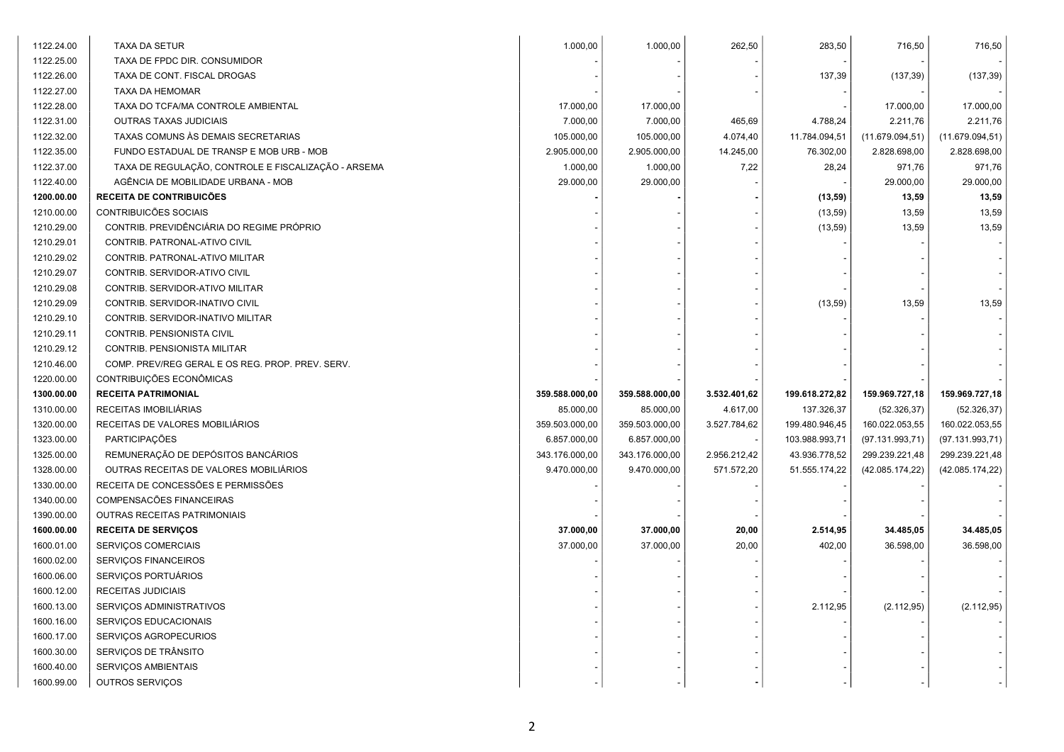| | | | | | | | |
|---|---|---|---|---|---|---|---|
| 1122.24.00 | TAXA DA SETUR | 1.000,00 | 1.000,00 | 262,50 | 283,50 | 716,50 | 716,50 |
| 1122.25.00 | TAXA DE FPDC DIR. CONSUMIDOR | - | - | - | - | - | - |
| 1122.26.00 | TAXA DE CONT. FISCAL DROGAS | - | - | - | 137,39 | (137,39) | (137,39) |
| 1122.27.00 | TAXA DA HEMOMAR | - | - | - | - | - | - |
| 1122.28.00 | TAXA DO TCFA/MA CONTROLE AMBIENTAL | 17.000,00 | 17.000,00 | | - | 17.000,00 | 17.000,00 |
| 1122.31.00 | OUTRAS TAXAS JUDICIAIS | 7.000,00 | 7.000,00 | 465,69 | 4.788,24 | 2.211,76 | 2.211,76 |
| 1122.32.00 | TAXAS COMUNS ÀS DEMAIS SECRETARIAS | 105.000,00 | 105.000,00 | 4.074,40 | 11.784.094,51 | (11.679.094,51) | (11.679.094,51) |
| 1122.35.00 | FUNDO ESTADUAL DE TRANSP E MOB URB - MOB | 2.905.000,00 | 2.905.000,00 | 14.245,00 | 76.302,00 | 2.828.698,00 | 2.828.698,00 |
| 1122.37.00 | TAXA DE REGULAÇÃO, CONTROLE E FISCALIZAÇÃO - ARSEMA | 1.000,00 | 1.000,00 | 7,22 | 28,24 | 971,76 | 971,76 |
| 1122.40.00 | AGÊNCIA DE MOBILIDADE URBANA - MOB | 29.000,00 | 29.000,00 | - | - | 29.000,00 | 29.000,00 |
| **1200.00.00** | **RECEITA DE CONTRIBUICÕES** | **-** | **-** | **-** | **(13,59)** | **13,59** | **13,59** |
| 1210.00.00 | CONTRIBUICÕES SOCIAIS | - | - | - | (13,59) | 13,59 | 13,59 |
| 1210.29.00 | CONTRIB. PREVIDÊNCIÁRIA DO REGIME PRÓPRIO | - | - | - | (13,59) | 13,59 | 13,59 |
| 1210.29.01 | CONTRIB. PATRONAL-ATIVO CIVIL | - | - | - | - | - | - |
| 1210.29.02 | CONTRIB. PATRONAL-ATIVO MILITAR | - | - | - | - | - | - |
| 1210.29.07 | CONTRIB. SERVIDOR-ATIVO CIVIL | - | - | - | - | - | - |
| 1210.29.08 | CONTRIB. SERVIDOR-ATIVO MILITAR | - | - | - | - | - | - |
| 1210.29.09 | CONTRIB. SERVIDOR-INATIVO CIVIL | - | - | - | (13,59) | 13,59 | 13,59 |
| 1210.29.10 | CONTRIB. SERVIDOR-INATIVO MILITAR | - | - | - | - | - | - |
| 1210.29.11 | CONTRIB. PENSIONISTA CIVIL | - | - | - | - | - | - |
| 1210.29.12 | CONTRIB. PENSIONISTA MILITAR | - | - | - | - | - | - |
| 1210.46.00 | COMP. PREV/REG GERAL E OS REG. PROP. PREV. SERV. | - | - | - | - | - | - |
| 1220.00.00 | CONTRIBUIÇÕES ECONÔMICAS | - | - | - | - | - | - |
| **1300.00.00** | **RECEITA PATRIMONIAL** | **359.588.000,00** | **359.588.000,00** | **3.532.401,62** | **199.618.272,82** | **159.969.727,18** | **159.969.727,18** |
| 1310.00.00 | RECEITAS IMOBILIÁRIAS | 85.000,00 | 85.000,00 | 4.617,00 | 137.326,37 | (52.326,37) | (52.326,37) |
| 1320.00.00 | RECEITAS DE VALORES MOBILIÁRIOS | 359.503.000,00 | 359.503.000,00 | 3.527.784,62 | 199.480.946,45 | 160.022.053,55 | 160.022.053,55 |
| 1323.00.00 | PARTICIPAÇÕES | 6.857.000,00 | 6.857.000,00 | - | 103.988.993,71 | (97.131.993,71) | (97.131.993,71) |
| 1325.00.00 | REMUNERAÇÃO DE DEPÓSITOS BANCÁRIOS | 343.176.000,00 | 343.176.000,00 | 2.956.212,42 | 43.936.778,52 | 299.239.221,48 | 299.239.221,48 |
| 1328.00.00 | OUTRAS RECEITAS DE VALORES MOBILIÁRIOS | 9.470.000,00 | 9.470.000,00 | 571.572,20 | 51.555.174,22 | (42.085.174,22) | (42.085.174,22) |
| 1330.00.00 | RECEITA DE CONCESSÕES E PERMISSÕES | - | - | - | - | - | - |
| 1340.00.00 | COMPENSACÕES FINANCEIRAS | - | - | - | - | - | - |
| 1390.00.00 | OUTRAS RECEITAS PATRIMONIAIS | - | - | - | - | - | - |
| **1600.00.00** | **RECEITA DE SERVIÇOS** | **37.000,00** | **37.000,00** | **20,00** | **2.514,95** | **34.485,05** | **34.485,05** |
| 1600.01.00 | SERVIÇOS COMERCIAIS | 37.000,00 | 37.000,00 | 20,00 | 402,00 | 36.598,00 | 36.598,00 |
| 1600.02.00 | SERVIÇOS FINANCEIROS | - | - | - | - | - | - |
| 1600.06.00 | SERVIÇOS PORTUÁRIOS | - | - | - | - | - | - |
| 1600.12.00 | RECEITAS JUDICIAIS | - | - | - | - | - | - |
| 1600.13.00 | SERVIÇOS ADMINISTRATIVOS | - | - | - | 2.112,95 | (2.112,95) | (2.112,95) |
| 1600.16.00 | SERVIÇOS EDUCACIONAIS | - | - | - | - | - | - |
| 1600.17.00 | SERVIÇOS AGROPECURIOS | - | - | - | - | - | - |
| 1600.30.00 | SERVIÇOS DE TRÂNSITO | - | - | - | - | - | - |
| 1600.40.00 | SERVIÇOS AMBIENTAIS | - | - | - | - | - | - |
| 1600.99.00 | OUTROS SERVIÇOS | - | - | **-** | - | - | - |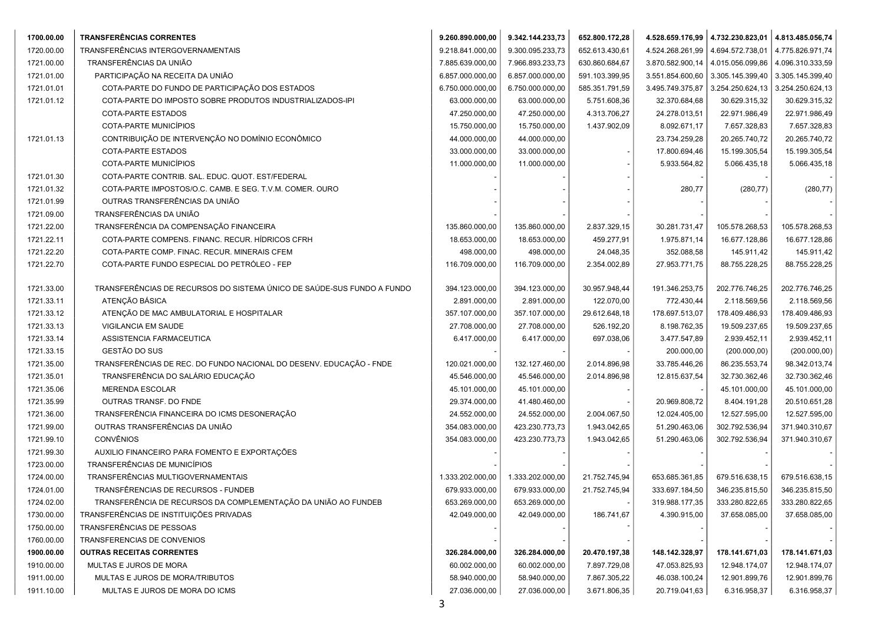| 1700.00.00 | **TRANSFERÊNCIAS CORRENTES** | **9.260.890.000,00** | **9.342.144.233,73** | **652.800.172,28** | **4.528.659.176,99** | **4.732.230.823,01** | **4.813.485.056,74** |
|---|---|---|---|---|---|---|---|
| 1720.00.00 | TRANSFERÊNCIAS INTERGOVERNAMENTAIS | 9.218.841.000,00 | 9.300.095.233,73 | 652.613.430,61 | 4.524.268.261,99 | 4.694.572.738,01 | 4.775.826.971,74 |
| 1721.00.00 | TRANSFERÊNCIAS DA UNIÃO | 7.885.639.000,00 | 7.966.893.233,73 | 630.860.684,67 | 3.870.582.900,14 | 4.015.056.099,86 | 4.096.310.333,59 |
| 1721.01.00 | PARTICIPAÇÃO NA RECEITA DA UNIÃO | 6.857.000.000,00 | 6.857.000.000,00 | 591.103.399,95 | 3.551.854.600,60 | 3.305.145.399,40 | 3.305.145.399,40 |
| 1721.01.01 | COTA-PARTE DO FUNDO DE PARTICIPAÇÃO DOS ESTADOS | 6.750.000.000,00 | 6.750.000.000,00 | 585.351.791,59 | 3.495.749.375,87 | 3.254.250.624,13 | 3.254.250.624,13 |
| 1721.01.12 | COTA-PARTE DO IMPOSTO SOBRE PRODUTOS INDUSTRIALIZADOS-IPI | 63.000.000,00 | 63.000.000,00 | 5.751.608,36 | 32.370.684,68 | 30.629.315,32 | 30.629.315,32 |
| | COTA-PARTE ESTADOS | 47.250.000,00 | 47.250.000,00 | 4.313.706,27 | 24.278.013,51 | 22.971.986,49 | 22.971.986,49 |
| | COTA-PARTE MUNICÍPIOS | 15.750.000,00 | 15.750.000,00 | 1.437.902,09 | 8.092.671,17 | 7.657.328,83 | 7.657.328,83 |
| 1721.01.13 | CONTRIBUIÇÃO DE INTERVENÇÃO NO DOMÍNIO ECONÔMICO | 44.000.000,00 | 44.000.000,00 | | 23.734.259,28 | 20.265.740,72 | 20.265.740,72 |
| | COTA-PARTE ESTADOS | 33.000.000,00 | 33.000.000,00 | - | 17.800.694,46 | 15.199.305,54 | 15.199.305,54 |
| | COTA-PARTE MUNICÍPIOS | 11.000.000,00 | 11.000.000,00 | - | 5.933.564,82 | 5.066.435,18 | 5.066.435,18 |
| 1721.01.30 | COTA-PARTE CONTRIB. SAL. EDUC. QUOT. EST/FEDERAL | - | - | - | - | - | - |
| 1721.01.32 | COTA-PARTE IMPOSTOS/O.C. CAMB. E SEG. T.V.M. COMER. OURO | - | - | - | 280,77 | (280,77) | (280,77) |
| 1721.01.99 | OUTRAS TRANSFERÊNCIAS DA UNIÃO | - | - | - | - | - | - |
| 1721.09.00 | TRANSFERÊNCIAS DA UNIÃO | - | - | - | - | - | - |
| 1721.22.00 | TRANSFERÊNCIA DA COMPENSAÇÃO FINANCEIRA | 135.860.000,00 | 135.860.000,00 | 2.837.329,15 | 30.281.731,47 | 105.578.268,53 | 105.578.268,53 |
| 1721.22.11 | COTA-PARTE COMPENS. FINANC. RECUR. HÍDRICOS CFRH | 18.653.000,00 | 18.653.000,00 | 459.277,91 | 1.975.871,14 | 16.677.128,86 | 16.677.128,86 |
| 1721.22.20 | COTA-PARTE COMP. FINAC. RECUR. MINERAIS CFEM | 498.000,00 | 498.000,00 | 24.048,35 | 352.088,58 | 145.911,42 | 145.911,42 |
| 1721.22.70 | COTA-PARTE FUNDO ESPECIAL DO PETRÓLEO - FEP | 116.709.000,00 | 116.709.000,00 | 2.354.002,89 | 27.953.771,75 | 88.755.228,25 | 88.755.228,25 |
| 1721.33.00 | TRANSFERÊNCIAS DE RECURSOS DO SISTEMA ÚNICO DE SAÚDE-SUS FUNDO A FUNDO | 394.123.000,00 | 394.123.000,00 | 30.957.948,44 | 191.346.253,75 | 202.776.746,25 | 202.776.746,25 |
| 1721.33.11 | ATENÇÃO BÁSICA | 2.891.000,00 | 2.891.000,00 | 122.070,00 | 772.430,44 | 2.118.569,56 | 2.118.569,56 |
| 1721.33.12 | ATENÇÃO DE MAC AMBULATORIAL E HOSPITALAR | 357.107.000,00 | 357.107.000,00 | 29.612.648,18 | 178.697.513,07 | 178.409.486,93 | 178.409.486,93 |
| 1721.33.13 | VIGILANCIA EM SAUDE | 27.708.000,00 | 27.708.000,00 | 526.192,20 | 8.198.762,35 | 19.509.237,65 | 19.509.237,65 |
| 1721.33.14 | ASSISTENCIA FARMACEUTICA | 6.417.000,00 | 6.417.000,00 | 697.038,06 | 3.477.547,89 | 2.939.452,11 | 2.939.452,11 |
| 1721.33.15 | GESTÃO DO SUS | - | - | - | 200.000,00 | (200.000,00) | (200.000,00) |
| 1721.35.00 | TRANSFERÊNCIAS DE REC. DO FUNDO NACIONAL DO DESENV. EDUCAÇÃO - FNDE | 120.021.000,00 | 132.127.460,00 | 2.014.896,98 | 33.785.446,26 | 86.235.553,74 | 98.342.013,74 |
| 1721.35.01 | TRANSFERÊNCIA DO SALÁRIO EDUCAÇÃO | 45.546.000,00 | 45.546.000,00 | 2.014.896,98 | 12.815.637,54 | 32.730.362,46 | 32.730.362,46 |
| 1721.35.06 | MERENDA ESCOLAR | 45.101.000,00 | 45.101.000,00 | - | - | 45.101.000,00 | 45.101.000,00 |
| 1721.35.99 | OUTRAS TRANSF. DO FNDE | 29.374.000,00 | 41.480.460,00 | - | 20.969.808,72 | 8.404.191,28 | 20.510.651,28 |
| 1721.36.00 | TRANSFERÊNCIA FINANCEIRA DO ICMS DESONERAÇÃO | 24.552.000,00 | 24.552.000,00 | 2.004.067,50 | 12.024.405,00 | 12.527.595,00 | 12.527.595,00 |
| 1721.99.00 | OUTRAS TRANSFERÊNCIAS DA UNIÃO | 354.083.000,00 | 423.230.773,73 | 1.943.042,65 | 51.290.463,06 | 302.792.536,94 | 371.940.310,67 |
| 1721.99.10 | CONVÊNIOS | 354.083.000,00 | 423.230.773,73 | 1.943.042,65 | 51.290.463,06 | 302.792.536,94 | 371.940.310,67 |
| 1721.99.30 | AUXILIO FINANCEIRO PARA FOMENTO E EXPORTAÇÕES | - | - | - | - | - | - |
| 1723.00.00 | TRANSFERÊNCIAS DE MUNICÍPIOS | - | - | - | - | - | - |
| 1724.00.00 | TRANSFERÊNCIAS MULTIGOVERNAMENTAIS | 1.333.202.000,00 | 1.333.202.000,00 | 21.752.745,94 | 653.685.361,85 | 679.516.638,15 | 679.516.638,15 |
| 1724.01.00 | TRANSFÊRENCIAS DE RECURSOS - FUNDEB | 679.933.000,00 | 679.933.000,00 | 21.752.745,94 | 333.697.184,50 | 346.235.815,50 | 346.235.815,50 |
| 1724.02.00 | TRANSFERÊNCIA DE RECURSOS DA COMPLEMENTAÇÃO DA UNIÃO AO FUNDEB | 653.269.000,00 | 653.269.000,00 | - | 319.988.177,35 | 333.280.822,65 | 333.280.822,65 |
| 1730.00.00 | TRANSFERÊNCIAS DE INSTITUIÇÕES PRIVADAS | 42.049.000,00 | 42.049.000,00 | 186.741,67 | 4.390.915,00 | 37.658.085,00 | 37.658.085,00 |
| 1750.00.00 | TRANSFERÊNCIAS DE PESSOAS | - | - | - | - | - | - |
| 1760.00.00 | TRANSFERENCIAS DE CONVENIOS | - | - | - | - | - | - |
| 1900.00.00 | **OUTRAS RECEITAS CORRENTES** | **326.284.000,00** | **326.284.000,00** | **20.470.197,38** | **148.142.328,97** | **178.141.671,03** | **178.141.671,03** |
| 1910.00.00 | MULTAS E JUROS DE MORA | 60.002.000,00 | 60.002.000,00 | 7.897.729,08 | 47.053.825,93 | 12.948.174,07 | 12.948.174,07 |
| 1911.00.00 | MULTAS E JUROS DE MORA/TRIBUTOS | 58.940.000,00 | 58.940.000,00 | 7.867.305,22 | 46.038.100,24 | 12.901.899,76 | 12.901.899,76 |
| 1911.10.00 | MULTAS E JUROS DE MORA DO ICMS | 27.036.000,00 | 27.036.000,00 | 3.671.806,35 | 20.719.041,63 | 6.316.958,37 | 6.316.958,37 |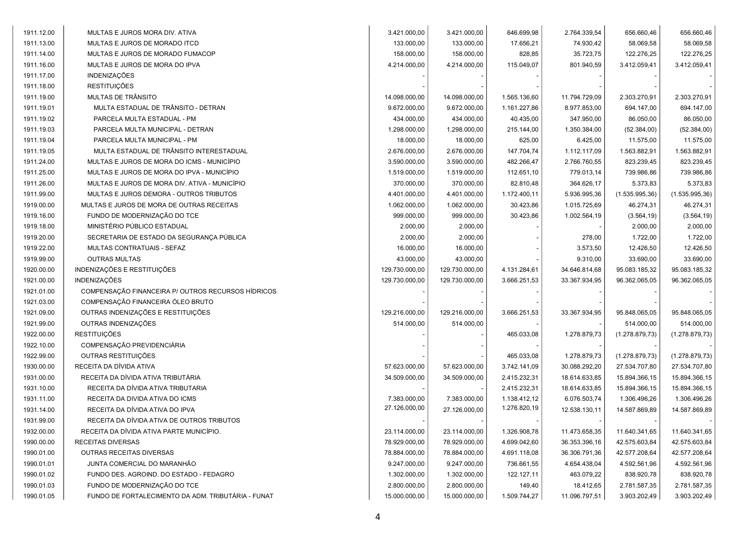| | | | | | | | |
|---|---|---|---|---|---|---|---|
| 1911.12.00 | MULTAS E JUROS MORA DIV. ATIVA | 3.421.000,00 | 3.421.000,00 | 646.699,98 | 2.764.339,54 | 656.660,46 | 656.660,46 |
| 1911.13.00 | MULTAS E JUROS DE MORADO ITCD | 133.000,00 | 133.000,00 | 17.656,21 | 74.930,42 | 58.069,58 | 58.069,58 |
| 1911.14.00 | MULTAS E JUROS DE MORADO FUMACOP | 158.000,00 | 158.000,00 | 828,85 | 35.723,75 | 122.276,25 | 122.276,25 |
| 1911.16.00 | MULTAS E JUROS DE MORA DO IPVA | 4.214.000,00 | 4.214.000,00 | 115.049,07 | 801.940,59 | 3.412.059,41 | 3.412.059,41 |
| 1911.17.00 | INDENIZAÇÕES | - | - | - | - | - | - |
| 1911.18.00 | RESTITUIÇÕES | - | - | - | - | - | - |
| 1911.19.00 | MULTAS DE TRÂNSITO | 14.098.000,00 | 14.098.000,00 | 1.565.136,60 | 11.794.729,09 | 2.303.270,91 | 2.303.270,91 |
| 1911.19.01 | MULTA ESTADUAL DE TRÂNSITO - DETRAN | 9.672.000,00 | 9.672.000,00 | 1.161.227,86 | 8.977.853,00 | 694.147,00 | 694.147,00 |
| 1911.19.02 | PARCELA MULTA ESTADUAL - PM | 434.000,00 | 434.000,00 | 40.435,00 | 347.950,00 | 86.050,00 | 86.050,00 |
| 1911.19.03 | PARCELA MULTA MUNICIPAL - DETRAN | 1.298.000,00 | 1.298.000,00 | 215.144,00 | 1.350.384,00 | (52.384,00) | (52.384,00) |
| 1911.19.04 | PARCELA MULTA MUNICIPAL - PM | 18.000,00 | 18.000,00 | 625,00 | 6.425,00 | 11.575,00 | 11.575,00 |
| 1911.19.05 | MULTA ESTADUAL DE TRÂNSITO INTERESTADUAL | 2.676.000,00 | 2.676.000,00 | 147.704,74 | 1.112.117,09 | 1.563.882,91 | 1.563.882,91 |
| 1911.24.00 | MULTAS E JUROS DE MORA DO ICMS - MUNICÍPIO | 3.590.000,00 | 3.590.000,00 | 482.266,47 | 2.766.760,55 | 823.239,45 | 823.239,45 |
| 1911.25.00 | MULTAS E JUROS DE MORA DO IPVA - MUNICÍPIO | 1.519.000,00 | 1.519.000,00 | 112.651,10 | 779.013,14 | 739.986,86 | 739.986,86 |
| 1911.26.00 | MULTAS E JUROS DE MORA DIV. ATIVA - MUNICÍPIO | 370.000,00 | 370.000,00 | 82.810,48 | 364.626,17 | 5.373,83 | 5.373,83 |
| 1911.99.00 | MULTAS E JUROS DEMORA - OUTROS TRIBUTOS | 4.401.000,00 | 4.401.000,00 | 1.172.400,11 | 5.936.995,36 | (1.535.995,36) | (1.535.995,36) |
| 1919.00.00 | MULTAS E JUROS DE MORA DE OUTRAS RECEITAS | 1.062.000,00 | 1.062.000,00 | 30.423,86 | 1.015.725,69 | 46.274,31 | 46.274,31 |
| 1919.16.00 | FUNDO DE MODERNIZAÇÃO DO TCE | 999.000,00 | 999.000,00 | 30.423,86 | 1.002.564,19 | (3.564,19) | (3.564,19) |
| 1919.18.00 | MINISTÉRIO PÚBLICO ESTADUAL | 2.000,00 | 2.000,00 | - | - | 2.000,00 | 2.000,00 |
| 1919.20.00 | SECRETARIA DE ESTADO DA SEGURANÇA PÚBLICA | 2.000,00 | 2.000,00 | - | 278,00 | 1.722,00 | 1.722,00 |
| 1919.22.00 | MULTAS CONTRATUAIS - SEFAZ | 16.000,00 | 16.000,00 | - | 3.573,50 | 12.426,50 | 12.426,50 |
| 1919.99.00 | OUTRAS MULTAS | 43.000,00 | 43.000,00 | - | 9.310,00 | 33.690,00 | 33.690,00 |
| 1920.00.00 | INDENIZAÇÕES E RESTITUIÇÕES | 129.730.000,00 | 129.730.000,00 | 4.131.284,61 | 34.646.814,68 | 95.083.185,32 | 95.083.185,32 |
| 1921.00.00 | INDENIZAÇÕES | 129.730.000,00 | 129.730.000,00 | 3.666.251,53 | 33.367.934,95 | 96.362.065,05 | 96.362.065,05 |
| 1921.01.00 | COMPENSAÇÃO FINANCEIRA P/ OUTROS RECURSOS HÍDRICOS | - | - | - | - | - | - |
| 1921.03.00 | COMPENSAÇÃO FINANCEIRA ÓLEO BRUTO | - | - | - | - | - | - |
| 1921.09.00 | OUTRAS INDENIZAÇÕES E RESTITUIÇÕES | 129.216.000,00 | 129.216.000,00 | 3.666.251,53 | 33.367.934,95 | 95.848.065,05 | 95.848.065,05 |
| 1921.99.00 | OUTRAS INDENIZAÇÕES | 514.000,00 | 514.000,00 | - | - | 514.000,00 | 514.000,00 |
| 1922.00.00 | RESTITUIÇÕES | - | - | 465.033,08 | 1.278.879,73 | (1.278.879,73) | (1.278.879,73) |
| 1922.10.00 | COMPENSAÇÃO PREVIDENCIÁRIA | - | - | - | - | - | - |
| 1922.99.00 | OUTRAS RESTITUIÇÕES | - | - | 465.033,08 | 1.278.879,73 | (1.278.879,73) | (1.278.879,73) |
| 1930.00.00 | RECEITA DA DÍVIDA ATIVA | 57.623.000,00 | 57.623.000,00 | 3.742.141,09 | 30.088.292,20 | 27.534.707,80 | 27.534.707,80 |
| 1931.00.00 | RECEITA DA DÍVIDA ATIVA TRIBUTÁRIA | 34.509.000,00 | 34.509.000,00 | 2.415.232,31 | 18.614.633,85 | 15.894.366,15 | 15.894.366,15 |
| 1931.10.00 | RECEITA DA DÍVIDA ATIVA TRIBUTARIA | - | - | 2.415.232,31 | 18.614.633,85 | 15.894.366,15 | 15.894.366,15 |
| 1931.11.00 | RECEITA DA DIVIDA ATIVA DO ICMS | 7.383.000,00 | 7.383.000,00 | 1.138.412,12 | 6.076.503,74 | 1.306.496,26 | 1.306.496,26 |
| 1931.14.00 | RECEITA DA DÍVIDA ATIVA DO IPVA | 27.126.000,00 | 27.126.000,00 | 1.276.820,19 | 12.538.130,11 | 14.587.869,89 | 14.587.869,89 |
| 1931.99.00 | RECEITA DA DÍVIDA ATIVA DE OUTROS TRIBUTOS | - | - | - | - | - | - |
| 1932.00.00 | RECEITA DA DÍVIDA ATIVA PARTE MUNICÍPIO. | 23.114.000,00 | 23.114.000,00 | 1.326.908,78 | 11.473.658,35 | 11.640.341,65 | 11.640.341,65 |
| 1990.00.00 | RECEITAS DIVERSAS | 78.929.000,00 | 78.929.000,00 | 4.699.042,60 | 36.353.396,16 | 42.575.603,84 | 42.575.603,84 |
| 1990.01.00 | OUTRAS RECEITAS DIVERSAS | 78.884.000,00 | 78.884.000,00 | 4.691.118,08 | 36.306.791,36 | 42.577.208,64 | 42.577.208,64 |
| 1990.01.01 | JUNTA COMERCIAL DO MARANHÃO | 9.247.000,00 | 9.247.000,00 | 736.661,55 | 4.654.438,04 | 4.592.561,96 | 4.592.561,96 |
| 1990.01.02 | FUNDO DES. AGROIND. DO ESTADO - FEDAGRO | 1.302.000,00 | 1.302.000,00 | 122.127,11 | 463.079,22 | 838.920,78 | 838.920,78 |
| 1990.01.03 | FUNDO DE MODERNIZAÇÃO DO TCE | 2.800.000,00 | 2.800.000,00 | 149,40 | 18.412,65 | 2.781.587,35 | 2.781.587,35 |
| 1990.01.05 | FUNDO DE FORTALECIMENTO DA ADM. TRIBUTÁRIA - FUNAT | 15.000.000,00 | 15.000.000,00 | 1.509.744,27 | 11.096.797,51 | 3.903.202,49 | 3.903.202,49 |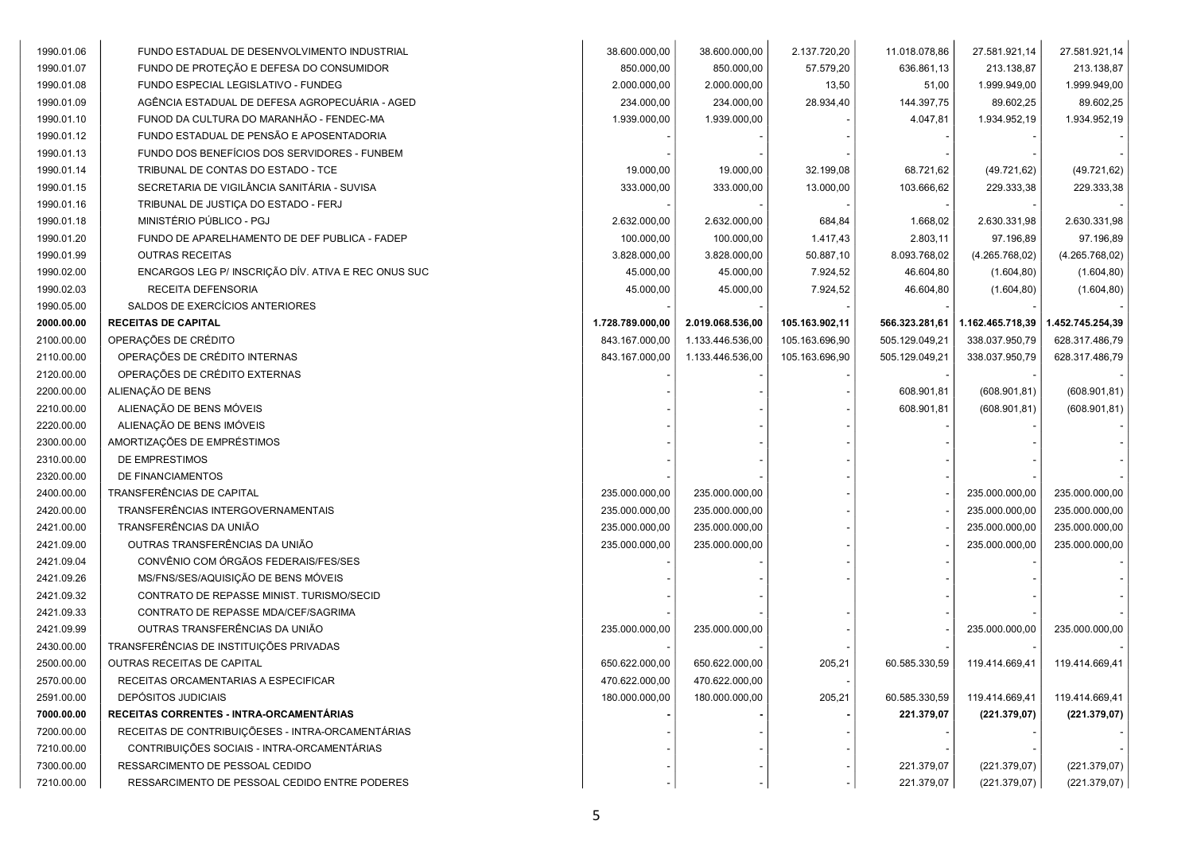| | | | | | | | |
|---|---|---|---|---|---|---|---|
| 1990.01.06 | FUNDO ESTADUAL DE DESENVOLVIMENTO INDUSTRIAL | 38.600.000,00 | 38.600.000,00 | 2.137.720,20 | 11.018.078,86 | 27.581.921,14 | 27.581.921,14 |
| 1990.01.07 | FUNDO DE PROTEÇÃO E DEFESA DO CONSUMIDOR | 850.000,00 | 850.000,00 | 57.579,20 | 636.861,13 | 213.138,87 | 213.138,87 |
| 1990.01.08 | FUNDO ESPECIAL LEGISLATIVO - FUNDEG | 2.000.000,00 | 2.000.000,00 | 13,50 | 51,00 | 1.999.949,00 | 1.999.949,00 |
| 1990.01.09 | AGÊNCIA ESTADUAL DE DEFESA AGROPECUÁRIA - AGED | 234.000,00 | 234.000,00 | 28.934,40 | 144.397,75 | 89.602,25 | 89.602,25 |
| 1990.01.10 | FUNOD DA CULTURA DO MARANHÃO - FENDEC-MA | 1.939.000,00 | 1.939.000,00 | - | 4.047,81 | 1.934.952,19 | 1.934.952,19 |
| 1990.01.12 | FUNDO ESTADUAL DE PENSÃO E APOSENTADORIA | - | - | - | - | - | - |
| 1990.01.13 | FUNDO DOS BENEFÍCIOS DOS SERVIDORES - FUNBEM | - | - | - | - | - | - |
| 1990.01.14 | TRIBUNAL DE CONTAS DO ESTADO - TCE | 19.000,00 | 19.000,00 | 32.199,08 | 68.721,62 | (49.721,62) | (49.721,62) |
| 1990.01.15 | SECRETARIA DE VIGILÂNCIA SANITÁRIA - SUVISA | 333.000,00 | 333.000,00 | 13.000,00 | 103.666,62 | 229.333,38 | 229.333,38 |
| 1990.01.16 | TRIBUNAL DE JUSTIÇA DO ESTADO - FERJ | - | - | - | - | - | - |
| 1990.01.18 | MINISTÉRIO PÚBLICO - PGJ | 2.632.000,00 | 2.632.000,00 | 684,84 | 1.668,02 | 2.630.331,98 | 2.630.331,98 |
| 1990.01.20 | FUNDO DE APARELHAMENTO DE DEF PUBLICA - FADEP | 100.000,00 | 100.000,00 | 1.417,43 | 2.803,11 | 97.196,89 | 97.196,89 |
| 1990.01.99 | OUTRAS RECEITAS | 3.828.000,00 | 3.828.000,00 | 50.887,10 | 8.093.768,02 | (4.265.768,02) | (4.265.768,02) |
| 1990.02.00 | ENCARGOS LEG P/ INSCRIÇÃO DÍV. ATIVA E REC ONUS SUC | 45.000,00 | 45.000,00 | 7.924,52 | 46.604,80 | (1.604,80) | (1.604,80) |
| 1990.02.03 | RECEITA DEFENSORIA | 45.000,00 | 45.000,00 | 7.924,52 | 46.604,80 | (1.604,80) | (1.604,80) |
| 1990.05.00 | SALDOS DE EXERCÍCIOS ANTERIORES | - | - | - | - | - | - |
| **2000.00.00** | **RECEITAS DE CAPITAL** | **1.728.789.000,00** | **2.019.068.536,00** | **105.163.902,11** | **566.323.281,61** | **1.162.465.718,39** | **1.452.745.254,39** |
| 2100.00.00 | OPERAÇÕES DE CRÉDITO | 843.167.000,00 | 1.133.446.536,00 | 105.163.696,90 | 505.129.049,21 | 338.037.950,79 | 628.317.486,79 |
| 2110.00.00 | OPERAÇÕES DE CRÉDITO INTERNAS | 843.167.000,00 | 1.133.446.536,00 | 105.163.696,90 | 505.129.049,21 | 338.037.950,79 | 628.317.486,79 |
| 2120.00.00 | OPERAÇÕES DE CRÉDITO EXTERNAS | - | - | - | - | - | - |
| 2200.00.00 | ALIENAÇÃO DE BENS | - | - | - | 608.901,81 | (608.901,81) | (608.901,81) |
| 2210.00.00 | ALIENAÇÃO DE BENS MÓVEIS | - | - | - | 608.901,81 | (608.901,81) | (608.901,81) |
| 2220.00.00 | ALIENAÇÃO DE BENS IMÓVEIS | - | - | - | - | - | - |
| 2300.00.00 | AMORTIZAÇÕES DE EMPRÉSTIMOS | - | - | - | - | - | - |
| 2310.00.00 | DE EMPRESTIMOS | - | - | - | - | - | - |
| 2320.00.00 | DE FINANCIAMENTOS | - | - | - | - | - | - |
| 2400.00.00 | TRANSFERÊNCIAS DE CAPITAL | 235.000.000,00 | 235.000.000,00 | - | - | 235.000.000,00 | 235.000.000,00 |
| 2420.00.00 | TRANSFERÊNCIAS INTERGOVERNAMENTAIS | 235.000.000,00 | 235.000.000,00 | - | - | 235.000.000,00 | 235.000.000,00 |
| 2421.00.00 | TRANSFERÊNCIAS DA UNIÃO | 235.000.000,00 | 235.000.000,00 | - | - | 235.000.000,00 | 235.000.000,00 |
| 2421.09.00 | OUTRAS TRANSFERÊNCIAS DA UNIÃO | 235.000.000,00 | 235.000.000,00 | - | - | 235.000.000,00 | 235.000.000,00 |
| 2421.09.04 | CONVÊNIO COM ÓRGÃOS FEDERAIS/FES/SES | - | - | - | - | - | - |
| 2421.09.26 | MS/FNS/SES/AQUISIÇÃO DE BENS MÓVEIS | - | - | - | - | - | - |
| 2421.09.32 | CONTRATO DE REPASSE MINIST. TURISMO/SECID | - | - | | - | - | - |
| 2421.09.33 | CONTRATO DE REPASSE MDA/CEF/SAGRIMA | - | - | - | - | - | - |
| 2421.09.99 | OUTRAS TRANSFERÊNCIAS DA UNIÃO | 235.000.000,00 | 235.000.000,00 | - | - | 235.000.000,00 | 235.000.000,00 |
| 2430.00.00 | TRANSFERÊNCIAS DE INSTITUIÇÕES PRIVADAS | - | - | - | - | - | - |
| 2500.00.00 | OUTRAS RECEITAS DE CAPITAL | 650.622.000,00 | 650.622.000,00 | 205,21 | 60.585.330,59 | 119.414.669,41 | 119.414.669,41 |
| 2570.00.00 | RECEITAS ORCAMENTARIAS A ESPECIFICAR | 470.622.000,00 | 470.622.000,00 | - | | | |
| 2591.00.00 | DEPÓSITOS JUDICIAIS | 180.000.000,00 | 180.000.000,00 | 205,21 | 60.585.330,59 | 119.414.669,41 | 119.414.669,41 |
| **7000.00.00** | **RECEITAS CORRENTES - INTRA-ORCAMENTÁRIAS** | **-** | **-** | **-** | **221.379,07** | **(221.379,07)** | **(221.379,07)** |
| 7200.00.00 | RECEITAS DE CONTRIBUIÇÕESES - INTRA-ORCAMENTÁRIAS | - | - | - | - | - | - |
| 7210.00.00 | CONTRIBUIÇÕES SOCIAIS - INTRA-ORCAMENTÁRIAS | - | - | - | - | - | - |
| 7300.00.00 | RESSARCIMENTO DE PESSOAL CEDIDO | - | - | - | 221.379,07 | (221.379,07) | (221.379,07) |
| 7210.00.00 | RESSARCIMENTO DE PESSOAL CEDIDO ENTRE PODERES | - | - | - | 221.379,07 | (221.379,07) | (221.379,07) |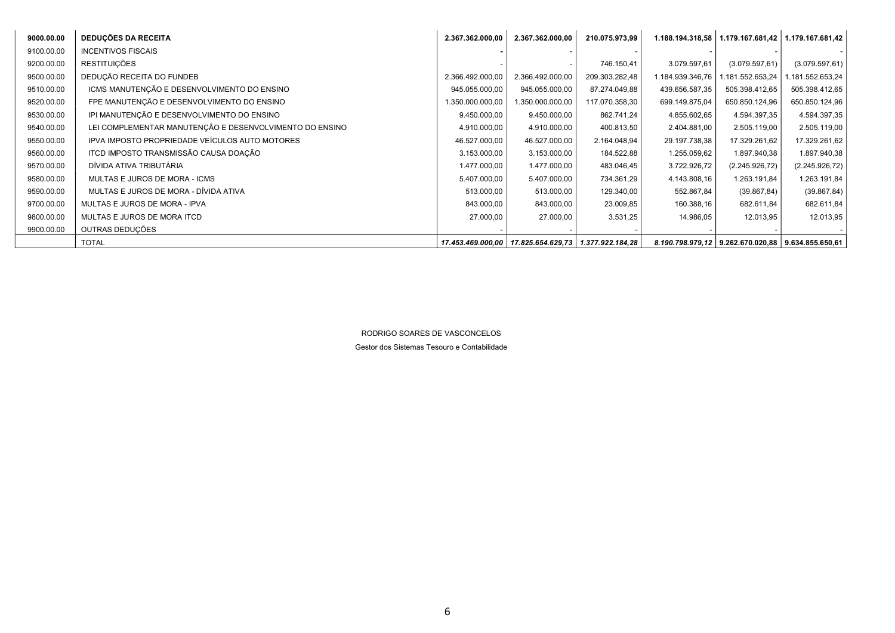| | | | | | | | |
|---|---|---|---|---|---|---|---|
| **9000.00.00** | **DEDUÇÕES DA RECEITA** | **2.367.362.000,00** | **2.367.362.000,00** | **210.075.973,99** | **1.188.194.318,58** | **1.179.167.681,42** | **1.179.167.681,42** |
| 9100.00.00 | INCENTIVOS FISCAIS | **-** | - | - | - | - | - |
| 9200.00.00 | RESTITUIÇÕES | - | - | 746.150,41 | 3.079.597,61 | (3.079.597,61) | (3.079.597,61) |
| 9500.00.00 | DEDUÇÃO RECEITA DO FUNDEB | 2.366.492.000,00 | 2.366.492.000,00 | 209.303.282,48 | 1.184.939.346,76 | 1.181.552.653,24 | 1.181.552.653,24 |
| 9510.00.00 | ICMS MANUTENÇÃO E DESENVOLVIMENTO DO ENSINO | 945.055.000,00 | 945.055.000,00 | 87.274.049,88 | 439.656.587,35 | 505.398.412,65 | 505.398.412,65 |
| 9520.00.00 | FPE MANUTENÇÃO E DESENVOLVIMENTO DO ENSINO | 1.350.000.000,00 | 1.350.000.000,00 | 117.070.358,30 | 699.149.875,04 | 650.850.124,96 | 650.850.124,96 |
| 9530.00.00 | IPI MANUTENÇÃO E DESENVOLVIMENTO DO ENSINO | 9.450.000,00 | 9.450.000,00 | 862.741,24 | 4.855.602,65 | 4.594.397,35 | 4.594.397,35 |
| 9540.00.00 | LEI COMPLEMENTAR MANUTENÇÃO E DESENVOLVIMENTO DO ENSINO | 4.910.000,00 | 4.910.000,00 | 400.813,50 | 2.404.881,00 | 2.505.119,00 | 2.505.119,00 |
| 9550.00.00 | IPVA IMPOSTO PROPRIEDADE VEÍCULOS AUTO MOTORES | 46.527.000,00 | 46.527.000,00 | 2.164.048,94 | 29.197.738,38 | 17.329.261,62 | 17.329.261,62 |
| 9560.00.00 | ITCD IMPOSTO TRANSMISSÃO CAUSA DOAÇÃO | 3.153.000,00 | 3.153.000,00 | 184.522,88 | 1.255.059,62 | 1.897.940,38 | 1.897.940,38 |
| 9570.00.00 | DÍVIDA ATIVA TRIBUTÁRIA | 1.477.000,00 | 1.477.000,00 | 483.046,45 | 3.722.926,72 | (2.245.926,72) | (2.245.926,72) |
| 9580.00.00 | MULTAS E JUROS DE MORA - ICMS | 5.407.000,00 | 5.407.000,00 | 734.361,29 | 4.143.808,16 | 1.263.191,84 | 1.263.191,84 |
| 9590.00.00 | MULTAS E JUROS DE MORA - DÍVIDA ATIVA | 513.000,00 | 513.000,00 | 129.340,00 | 552.867,84 | (39.867,84) | (39.867,84) |
| 9700.00.00 | MULTAS E JUROS DE MORA - IPVA | 843.000,00 | 843.000,00 | 23.009,85 | 160.388,16 | 682.611,84 | 682.611,84 |
| 9800.00.00 | MULTAS E JUROS DE MORA ITCD | 27.000,00 | 27.000,00 | 3.531,25 | 14.986,05 | 12.013,95 | 12.013,95 |
| 9900.00.00 | OUTRAS DEDUÇÕES | - | - | - | - | - | - |
| | TOTAL | *17.453.469.000,00* | *17.825.654.629,73* | *1.377.922.184,28* | *8.190.798.979,12* | *9.262.670.020,88* | *9.634.855.650,61* |

RODRIGO SOARES DE VASCONCELOS

Gestor dos Sistemas Tesouro e Contabilidade